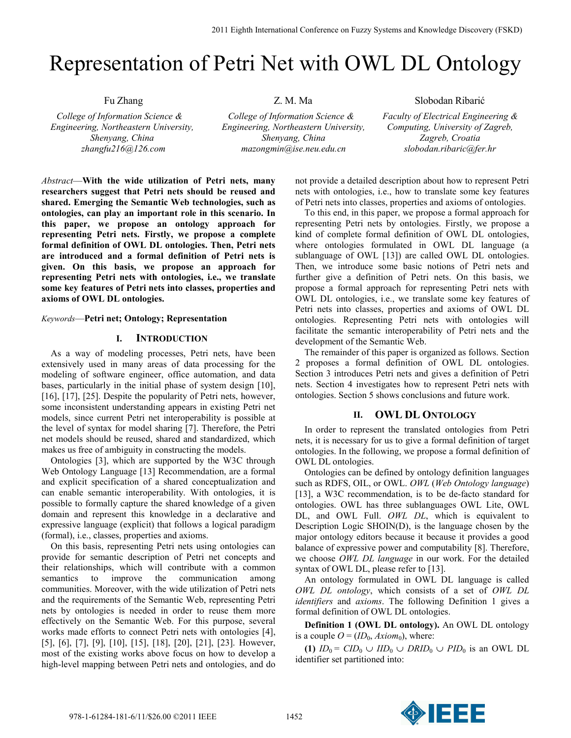# Representation of Petri Net with OWL DL Ontology

Fu Zhang
*College of Information Science & Engineering, Northeastern University, Shenyang, China*
*zhangfu216@126.com*

Z. M. Ma
*College of Information Science & Engineering, Northeastern University, Shenyang, China*
*mazongmin@ise.neu.edu.cn*

Slobodan Ribarić
*Faculty of Electrical Engineering & Computing, University of Zagreb, Zagreb, Croatia*
*slobodan.ribaric@fer.hr*

*Abstract*—**With the wide utilization of Petri nets, many researchers suggest that Petri nets should be reused and shared. Emerging the Semantic Web technologies, such as ontologies, can play an important role in this scenario. In this paper, we propose an ontology approach for representing Petri nets. Firstly, we propose a complete formal definition of OWL DL ontologies. Then, Petri nets are introduced and a formal definition of Petri nets is given. On this basis, we propose an approach for representing Petri nets with ontologies, i.e., we translate some key features of Petri nets into classes, properties and axioms of OWL DL ontologies.**

*Keywords*—**Petri net; Ontology; Representation**

## I. Introduction

As a way of modeling processes, Petri nets, have been extensively used in many areas of data processing for the modeling of software engineer, office automation, and data bases, particularly in the initial phase of system design [10], [16], [17], [25]. Despite the popularity of Petri nets, however, some inconsistent understanding appears in existing Petri net models, since current Petri net interoperability is possible at the level of syntax for model sharing [7]. Therefore, the Petri net models should be reused, shared and standardized, which makes us free of ambiguity in constructing the models.

Ontologies [3], which are supported by the W3C through Web Ontology Language [13] Recommendation, are a formal and explicit specification of a shared conceptualization and can enable semantic interoperability. With ontologies, it is possible to formally capture the shared knowledge of a given domain and represent this knowledge in a declarative and expressive language (explicit) that follows a logical paradigm (formal), i.e., classes, properties and axioms.

On this basis, representing Petri nets using ontologies can provide for semantic description of Petri net concepts and their relationships, which will contribute with a common semantics to improve the communication among communities. Moreover, with the wide utilization of Petri nets and the requirements of the Semantic Web, representing Petri nets by ontologies is needed in order to reuse them more effectively on the Semantic Web. For this purpose, several works made efforts to connect Petri nets with ontologies [4], [5], [6], [7], [9], [10], [15], [18], [20], [21], [23]. However, most of the existing works above focus on how to develop a high-level mapping between Petri nets and ontologies, and do not provide a detailed description about how to represent Petri nets with ontologies, i.e., how to translate some key features of Petri nets into classes, properties and axioms of ontologies.

To this end, in this paper, we propose a formal approach for representing Petri nets by ontologies. Firstly, we propose a kind of complete formal definition of OWL DL ontologies, where ontologies formulated in OWL DL language (a sublanguage of OWL [13]) are called OWL DL ontologies. Then, we introduce some basic notions of Petri nets and further give a definition of Petri nets. On this basis, we propose a formal approach for representing Petri nets with OWL DL ontologies, i.e., we translate some key features of Petri nets into classes, properties and axioms of OWL DL ontologies. Representing Petri nets with ontologies will facilitate the semantic interoperability of Petri nets and the development of the Semantic Web.

The remainder of this paper is organized as follows. Section 2 proposes a formal definition of OWL DL ontologies. Section 3 introduces Petri nets and gives a definition of Petri nets. Section 4 investigates how to represent Petri nets with ontologies. Section 5 shows conclusions and future work.

## II. OWL DL Ontology

In order to represent the translated ontologies from Petri nets, it is necessary for us to give a formal definition of target ontologies. In the following, we propose a formal definition of OWL DL ontologies.

Ontologies can be defined by ontology definition languages such as RDFS, OIL, or OWL. *OWL* (*Web Ontology language*) [13], a W3C recommendation, is to be de-facto standard for ontologies. OWL has three sublanguages OWL Lite, OWL DL, and OWL Full. *OWL DL*, which is equivalent to Description Logic SHOIN(D), is the language chosen by the major ontology editors because it because it provides a good balance of expressive power and computability [8]. Therefore, we choose *OWL DL language* in our work. For the detailed syntax of OWL DL, please refer to [13].

An ontology formulated in OWL DL language is called *OWL DL ontology*, which consists of a set of *OWL DL identifiers* and *axioms*. The following Definition 1 gives a formal definition of OWL DL ontologies.

**Definition 1 (OWL DL ontology).** An OWL DL ontology is a couple $O = (ID_0, Axiom_0)$, where:

**(1)** $ID_0 = CID_0 \cup IID_0 \cup DRID_0 \cup PID_0$ is an OWL DL identifier set partitioned into: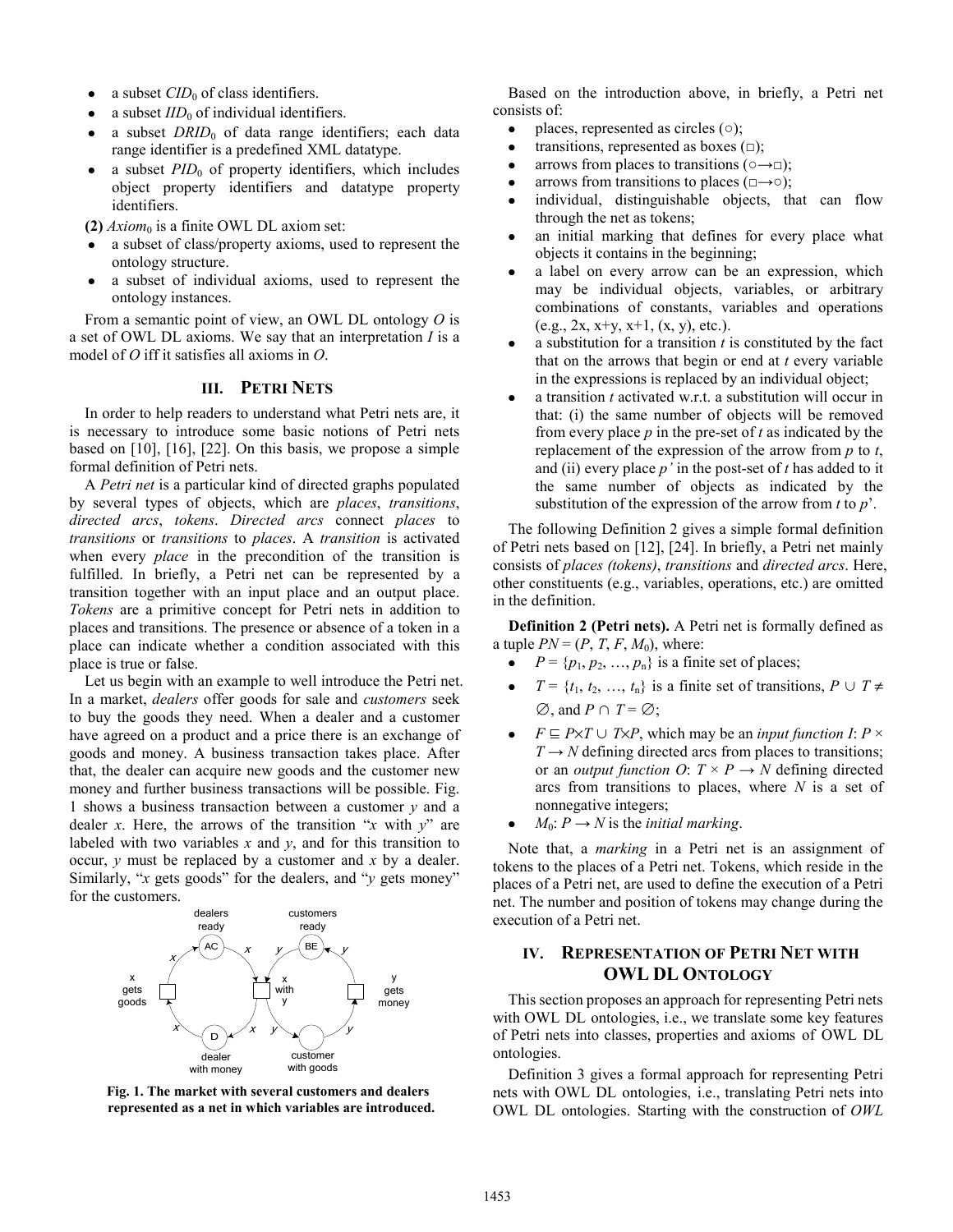- a subset $CID_0$ of class identifiers.
- a subset $IID_0$ of individual identifiers.
- a subset $DRID_0$ of data range identifiers; each data range identifier is a predefined XML datatype.
- a subset $PID_0$ of property identifiers, which includes object property identifiers and datatype property identifiers.

**(2)** $Axiom_0$ is a finite OWL DL axiom set:

- a subset of class/property axioms, used to represent the ontology structure.
- a subset of individual axioms, used to represent the ontology instances.

From a semantic point of view, an OWL DL ontology $O$ is a set of OWL DL axioms. We say that an interpretation $I$ is a model of $O$ iff it satisfies all axioms in $O$.

## III. Petri Nets

In order to help readers to understand what Petri nets are, it is necessary to introduce some basic notions of Petri nets based on [10], [16], [22]. On this basis, we propose a simple formal definition of Petri nets.

A *Petri net* is a particular kind of directed graphs populated by several types of objects, which are *places*, *transitions*, *directed arcs*, *tokens*. *Directed arcs* connect *places* to *transitions* or *transitions* to *places*. A *transition* is activated when every *place* in the precondition of the transition is fulfilled. In briefly, a Petri net can be represented by a transition together with an input place and an output place. *Tokens* are a primitive concept for Petri nets in addition to places and transitions. The presence or absence of a token in a place can indicate whether a condition associated with this place is true or false.

Let us begin with an example to well introduce the Petri net. In a market, *dealers* offer goods for sale and *customers* seek to buy the goods they need. When a dealer and a customer have agreed on a product and a price there is an exchange of goods and money. A business transaction takes place. After that, the dealer can acquire new goods and the customer new money and further business transactions will be possible. Fig. 1 shows a business transaction between a customer $y$ and a dealer $x$. Here, the arrows of the transition "$x$ with $y$" are labeled with two variables $x$ and $y$, and for this transition to occur, $y$ must be replaced by a customer and $x$ by a dealer. Similarly, "$x$ gets goods" for the dealers, and "$y$ gets money" for the customers.

dealers ready
AC
customers ready
BE
x gets goods
x with y
y gets money
D
dealer with money
customer with goods
x
y

**Fig. 1. The market with several customers and dealers represented as a net in which variables are introduced.**

Based on the introduction above, in briefly, a Petri net consists of:

- places, represented as circles (○);
- transitions, represented as boxes (□);
- arrows from places to transitions (○→□);
- arrows from transitions to places (□→○);
- individual, distinguishable objects, that can flow through the net as tokens;
- an initial marking that defines for every place what objects it contains in the beginning;
- a label on every arrow can be an expression, which may be individual objects, variables, or arbitrary combinations of constants, variables and operations (e.g., 2x, x+y, x+1, (x, y), etc.).
- a substitution for a transition $t$ is constituted by the fact that on the arrows that begin or end at $t$ every variable in the expressions is replaced by an individual object;
- a transition $t$ activated w.r.t. a substitution will occur in that: (i) the same number of objects will be removed from every place $p$ in the pre-set of $t$ as indicated by the replacement of the expression of the arrow from $p$ to $t$, and (ii) every place $p'$ in the post-set of $t$ has added to it the same number of objects as indicated by the substitution of the expression of the arrow from $t$ to $p'$.

The following Definition 2 gives a simple formal definition of Petri nets based on [12], [24]. In briefly, a Petri net mainly consists of *places (tokens)*, *transitions* and *directed arcs*. Here, other constituents (e.g., variables, operations, etc.) are omitted in the definition.

**Definition 2 (Petri nets).** A Petri net is formally defined as a tuple $PN = (P, T, F, M_0)$, where:

- $P = \{p_1, p_2, \ldots, p_n\}$ is a finite set of places;
- $T = \{t_1, t_2, \ldots, t_n\}$ is a finite set of transitions, $P \cup T \neq \emptyset$, and $P \cap T = \emptyset$;
- $F \sqsubseteq P \times T \cup T \times P$, which may be an *input function* $I$: $P \times T \rightarrow N$ defining directed arcs from places to transitions; or an *output function* $O$: $T \times P \rightarrow N$ defining directed arcs from transitions to places, where $N$ is a set of nonnegative integers;
- $M_0$: $P \rightarrow N$ is the *initial marking*.

Note that, a *marking* in a Petri net is an assignment of tokens to the places of a Petri net. Tokens, which reside in the places of a Petri net, are used to define the execution of a Petri net. The number and position of tokens may change during the execution of a Petri net.

## IV. Representation of Petri Net with OWL DL Ontology

This section proposes an approach for representing Petri nets with OWL DL ontologies, i.e., we translate some key features of Petri nets into classes, properties and axioms of OWL DL ontologies.

Definition 3 gives a formal approach for representing Petri nets with OWL DL ontologies, i.e., translating Petri nets into OWL DL ontologies. Starting with the construction of *OWL*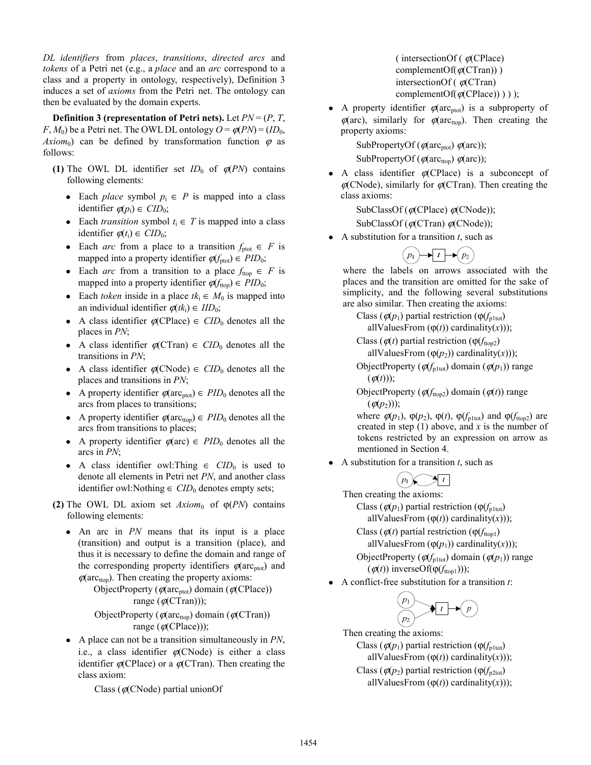*DL identifiers* from *places*, *transitions*, *directed arcs* and *tokens* of a Petri net (e.g., a *place* and an *arc* correspond to a class and a property in ontology, respectively), Definition 3 induces a set of *axioms* from the Petri net. The ontology can then be evaluated by the domain experts.

**Definition 3 (representation of Petri nets).** Let $PN = (P, T, F, M_0)$ be a Petri net. The OWL DL ontology $O = \varphi(PN) = (ID_0, Axiom_0)$ can be defined by transformation function $\varphi$ as follows:

**(1)** The OWL DL identifier set $ID_0$ of $\varphi(PN)$ contains following elements:

- Each *place* symbol $p_i \in P$ is mapped into a class identifier $\varphi(p_i) \in CID_0$;
- Each *transition* symbol $t_i \in T$ is mapped into a class identifier $\varphi(t_i) \in CID_0$;
- Each *arc* from a place to a transition $f_{ptot} \in F$ is mapped into a property identifier $\varphi(f_{ptot}) \in PID_0$;
- Each *arc* from a transition to a place $f_{ttop} \in F$ is mapped into a property identifier $\varphi(f_{ttop}) \in PID_0$;
- Each *token* inside in a place $tk_i \in M_0$ is mapped into an individual identifier $\varphi(tk_i) \in IID_0$;
- A class identifier $\varphi$(CPlace) $\in CID_0$ denotes all the places in *PN*;
- A class identifier $\varphi$(CTran) $\in CID_0$ denotes all the transitions in *PN*;
- A class identifier $\varphi$(CNode) $\in CID_0$ denotes all the places and transitions in *PN*;
- A property identifier $\varphi(\text{arc}_{ptot}) \in PID_0$ denotes all the arcs from places to transitions;
- A property identifier $\varphi(\text{arc}_{ttop}) \in PID_0$ denotes all the arcs from transitions to places;
- A property identifier $\varphi$(arc) $\in PID_0$ denotes all the arcs in *PN*;
- A class identifier owl:Thing $\in CID_0$ is used to denote all elements in Petri net *PN*, and another class identifier owl:Nothing $\in CID_0$ denotes empty sets;

**(2)** The OWL DL axiom set $Axiom_0$ of $\varphi(PN)$ contains following elements:

- An arc in *PN* means that its input is a place (transition) and output is a transition (place), and thus it is necessary to define the domain and range of the corresponding property identifiers $\varphi(\text{arc}_{ptot})$ and $\varphi(\text{arc}_{ttop})$. Then creating the property axioms:

  ObjectProperty ($\varphi(\text{arc}_{ptot})$ domain ($\varphi$(CPlace)) range ($\varphi$(CTran)));

  ObjectProperty ($\varphi(\text{arc}_{ttop})$ domain ($\varphi$(CTran)) range ($\varphi$(CPlace)));

- A place can not be a transition simultaneously in *PN*, i.e., a class identifier $\varphi$(CNode) is either a class identifier $\varphi$(CPlace) or a $\varphi$(CTran). Then creating the class axiom:

  Class ($\varphi$(CNode) partial unionOf ( intersectionOf ( $\varphi$(CPlace) complementOf($\varphi$(CTran)) ) intersectionOf ( $\varphi$(CTran) complementOf($\varphi$(CPlace)) ) ) );

- A property identifier $\varphi(\text{arc}_{ptot})$ is a subproperty of $\varphi$(arc), similarly for $\varphi(\text{arc}_{ttop})$. Then creating the property axioms:

  SubPropertyOf ($\varphi(\text{arc}_{ptot})$ $\varphi$(arc));

  SubPropertyOf ($\varphi(\text{arc}_{ttop})$ $\varphi$(arc));

- A class identifier $\varphi$(CPlace) is a subconcept of $\varphi$(CNode), similarly for $\varphi$(CTran). Then creating the class axioms:

  SubClassOf ($\varphi$(CPlace) $\varphi$(CNode));

  SubClassOf ($\varphi$(CTran) $\varphi$(CNode));

- A substitution for a transition $t$, such as

  $p_1$ → $t$ → $p_2$

  where the labels on arrows associated with the places and the transition are omitted for the sake of simplicity, and the following several substitutions are also similar. Then creating the axioms:

  Class ($\varphi(p_1)$ partial restriction ($\varphi(f_{p1tot})$ allValuesFrom ($\varphi(t)$) cardinality($x$)));

  Class ($\varphi(t)$ partial restriction ($\varphi(f_{ttop2})$ allValuesFrom ($\varphi(p_2)$) cardinality($x$)));

  ObjectProperty ($\varphi(f_{p1tot})$ domain ($\varphi(p_1)$) range ($\varphi(t)$));

  ObjectProperty ($\varphi(f_{ttop2})$ domain ($\varphi(t)$) range ($\varphi(p_2)$));

  where $\varphi(p_1)$, $\varphi(p_2)$, $\varphi(t)$, $\varphi(f_{p1tot})$ and $\varphi(f_{ttop2})$ are created in step (1) above, and $x$ is the number of tokens restricted by an expression on arrow as mentioned in Section 4.

- A substitution for a transition $t$, such as

  $p_1$ ⇄ $t$

  Then creating the axioms:

  Class ($\varphi(p_1)$ partial restriction ($\varphi(f_{p1tot})$ allValuesFrom ($\varphi(t)$) cardinality($x$)));

  Class ($\varphi(t)$ partial restriction ($\varphi(f_{ttop1})$ allValuesFrom ($\varphi(p_1)$) cardinality($x$)));

  ObjectProperty ($\varphi(f_{p1tot})$ domain ($\varphi(p_1)$) range ($\varphi(t)$) inverseOf($\varphi(f_{ttop1})$));

- A conflict-free substitution for a transition $t$:

  $p_1$, $p_2$ → $t$ → $p$

  Then creating the axioms:

  Class ($\varphi(p_1)$ partial restriction ($\varphi(f_{p1tot})$ allValuesFrom ($\varphi(t)$) cardinality($x$)));

  Class ($\varphi(p_2)$ partial restriction ($\varphi(f_{p2tot})$ allValuesFrom ($\varphi(t)$) cardinality($x$)));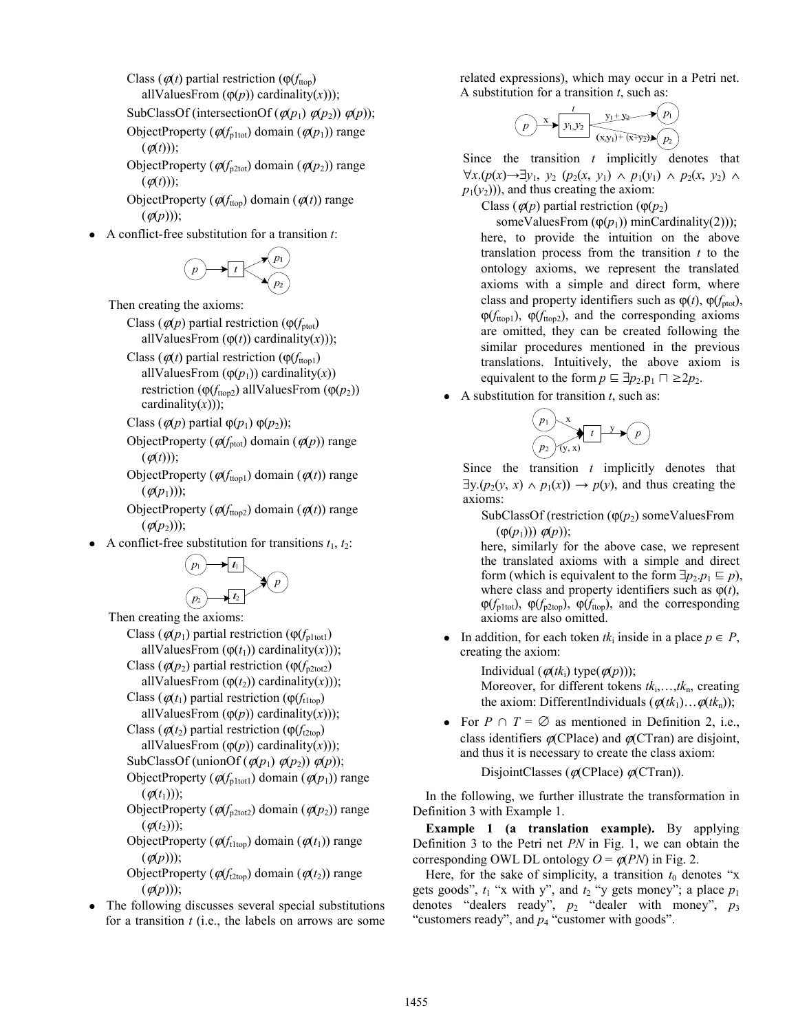Class ($\varphi(t)$ partial restriction ($\varphi(f_{ttop})$ allValuesFrom ($\varphi(p)$) cardinality($x$)));

SubClassOf (intersectionOf ($\varphi(p_1)$ $\varphi(p_2)$) $\varphi(p)$);

ObjectProperty ($\varphi(f_{p1tot})$ domain ($\varphi(p_1)$) range ($\varphi(t)$));

ObjectProperty ($\varphi(f_{p2tot})$ domain ($\varphi(p_2)$) range ($\varphi(t)$));

ObjectProperty ($\varphi(f_{ttop})$ domain ($\varphi(t)$) range ($\varphi(p)$));

- A conflict-free substitution for a transition $t$:

Then creating the axioms:

Class ($\varphi(p)$ partial restriction ($\varphi(f_{ptot})$ allValuesFrom ($\varphi(t)$) cardinality($x$)));

Class ($\varphi(t)$ partial restriction ($\varphi(f_{ttop1})$ allValuesFrom ($\varphi(p_1)$) cardinality($x$)) restriction ($\varphi(f_{ttop2})$ allValuesFrom ($\varphi(p_2)$) cardinality($x$)));

Class ($\varphi(p)$ partial $\varphi(p_1)$ $\varphi(p_2)$);

ObjectProperty ($\varphi(f_{ptot})$ domain ($\varphi(p)$) range ($\varphi(t)$));

ObjectProperty ($\varphi(f_{ttop1})$ domain ($\varphi(t)$) range ($\varphi(p_1)$));

ObjectProperty ($\varphi(f_{ttop2})$ domain ($\varphi(t)$) range ($\varphi(p_2)$));

- A conflict-free substitution for transitions $t_1$, $t_2$:

Then creating the axioms:

Class ($\varphi(p_1)$ partial restriction ($\varphi(f_{p1tot1})$ allValuesFrom ($\varphi(t_1)$) cardinality($x$)));

Class ($\varphi(p_2)$ partial restriction ($\varphi(f_{p2tot2})$ allValuesFrom ($\varphi(t_2)$) cardinality($x$)));

Class ($\varphi(t_1)$ partial restriction ($\varphi(f_{t1top})$ allValuesFrom ($\varphi(p)$) cardinality($x$)));

Class ($\varphi(t_2)$ partial restriction ($\varphi(f_{t2top})$ allValuesFrom ($\varphi(p)$) cardinality($x$)));

SubClassOf (unionOf ($\varphi(p_1)$ $\varphi(p_2)$) $\varphi(p)$);

ObjectProperty ($\varphi(f_{p1tot1})$ domain ($\varphi(p_1)$) range ($\varphi(t_1)$));

ObjectProperty ($\varphi(f_{p2tot2})$ domain ($\varphi(p_2)$) range ($\varphi(t_2)$));

ObjectProperty ($\varphi(f_{t1top})$ domain ($\varphi(t_1)$) range ($\varphi(p)$));

ObjectProperty ($\varphi(f_{t2top})$ domain ($\varphi(t_2)$) range ($\varphi(p)$));

- The following discusses several special substitutions for a transition $t$ (i.e., the labels on arrows are some related expressions), which may occur in a Petri net. A substitution for a transition $t$, such as:

Since the transition $t$ implicitly denotes that $\forall x.(p(x) \rightarrow \exists y_1, y_2\ (p_2(x, y_1) \wedge p_1(y_1) \wedge p_2(x, y_2) \wedge p_1(y_2)))$, and thus creating the axiom:

Class ($\varphi(p)$ partial restriction ($\varphi(p_2)$ someValuesFrom ($\varphi(p_1)$) minCardinality(2)));

here, to provide the intuition on the above translation process from the transition $t$ to the ontology axioms, we represent the translated axioms with a simple and direct form, where class and property identifiers such as $\varphi(t)$, $\varphi(f_{ptot})$, $\varphi(f_{ttop1})$, $\varphi(f_{ttop2})$, and the corresponding axioms are omitted, they can be created following the similar procedures mentioned in the previous translations. Intuitively, the above axiom is equivalent to the form $p \sqsubseteq \exists p_2.p_1 \sqcap \geq 2p_2$.

- A substitution for transition $t$, such as:

Since the transition $t$ implicitly denotes that $\exists y.(p_2(y, x) \wedge p_1(x)) \rightarrow p(y)$, and thus creating the axioms:

SubClassOf (restriction ($\varphi(p_2)$ someValuesFrom ($\varphi(p_1)$)) $\varphi(p)$);

here, similarly for the above case, we represent the translated axioms with a simple and direct form (which is equivalent to the form $\exists p_2.p_1 \sqsubseteq p$), where class and property identifiers such as $\varphi(t)$, $\varphi(f_{p1tot})$, $\varphi(f_{p2top})$, $\varphi(f_{ttop})$, and the corresponding axioms are also omitted.

- In addition, for each token $tk_i$ inside in a place $p \in P$, creating the axiom:

Individual ($\varphi(tk_i)$ type($\varphi(p)$));

Moreover, for different tokens $tk_i,\ldots,tk_n$, creating the axiom: DifferentIndividuals ($\varphi(tk_1)\ldots\varphi(tk_n)$);

- For $P \cap T = \varnothing$ as mentioned in Definition 2, i.e., class identifiers $\varphi$(CPlace) and $\varphi$(CTran) are disjoint, and thus it is necessary to create the class axiom:

DisjointClasses ($\varphi$(CPlace) $\varphi$(CTran)).

In the following, we further illustrate the transformation in Definition 3 with Example 1.

**Example 1 (a translation example).** By applying Definition 3 to the Petri net *PN* in Fig. 1, we can obtain the corresponding OWL DL ontology $O = \varphi(PN)$ in Fig. 2.

Here, for the sake of simplicity, a transition $t_0$ denotes "x gets goods", $t_1$ "x with y", and $t_2$ "y gets money"; a place $p_1$ denotes "dealers ready", $p_2$ "dealer with money", $p_3$ "customers ready", and $p_4$ "customer with goods".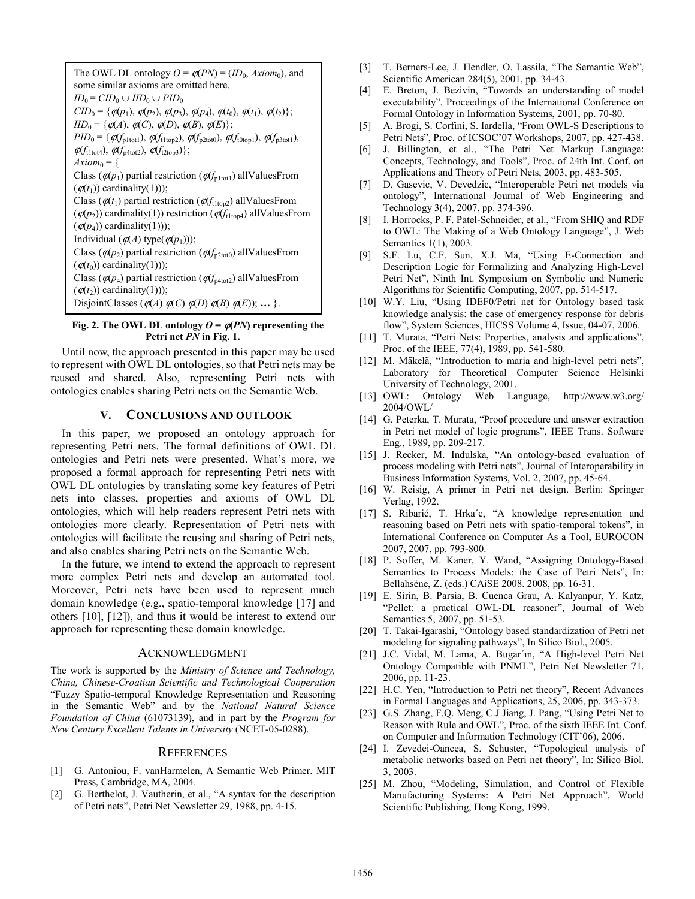The OWL DL ontology $O = \phi(PN) = (ID_0, Axiom_0)$, and some similar axioms are omitted here.

$ID_0 = CID_0 \cup IID_0 \cup PID_0$

$CID_0 = \{\phi(p_1), \phi(p_2), \phi(p_3), \phi(p_4), \phi(t_0), \phi(t_1), \phi(t_2)\}$;

$IID_0 = \{\phi(A), \phi(C), \phi(D), \phi(B), \phi(E)\}$;

$PID_0 = \{\phi(f_{p1tot1}), \phi(f_{t1top2}), \phi(f_{p2tot0}), \phi(f_{t0top1}), \phi(f_{p3tot1}), \phi(f_{t1tot4}), \phi(f_{p4tot2}), \phi(f_{t2top3})\}$;

$Axiom_0 = \{$

Class ($\phi(p_1)$) partial restriction ($\phi(f_{p1tot1})$ allValuesFrom ($\phi(t_1)$) cardinality(1)));

Class ($\phi(t_1)$ partial restriction ($\phi(f_{t1top2})$ allValuesFrom ($\phi(p_2)$) cardinality(1)) restriction ($\phi(f_{t1top4})$ allValuesFrom ($\phi(p_4)$) cardinality(1)));

Individual ($\phi(A)$ type($\phi(p_1)$));

Class ($\phi(p_2)$ partial restriction ($\phi(f_{p2tot0})$ allValuesFrom ($\phi(t_0)$) cardinality(1)));

Class ($\phi(p_4)$ partial restriction ($\phi(f_{p4tot2})$ allValuesFrom ($\phi(t_2)$) cardinality(1)));

DisjointClasses ($\phi(A)$ $\phi(C)$ $\phi(D)$ $\phi(B)$ $\phi(E)$); **…** $\}$.

**Fig. 2. The OWL DL ontology $O = \phi(PN)$ representing the Petri net *PN* in Fig. 1.**

Until now, the approach presented in this paper may be used to represent with OWL DL ontologies, so that Petri nets may be reused and shared. Also, representing Petri nets with ontologies enables sharing Petri nets on the Semantic Web.

## V. CONCLUSIONS AND OUTLOOK

In this paper, we proposed an ontology approach for representing Petri nets. The formal definitions of OWL DL ontologies and Petri nets were presented. What's more, we proposed a formal approach for representing Petri nets with OWL DL ontologies by translating some key features of Petri nets into classes, properties and axioms of OWL DL ontologies, which will help readers represent Petri nets with ontologies more clearly. Representation of Petri nets with ontologies will facilitate the reusing and sharing of Petri nets, and also enables sharing Petri nets on the Semantic Web.

In the future, we intend to extend the approach to represent more complex Petri nets and develop an automated tool. Moreover, Petri nets have been used to represent much domain knowledge (e.g., spatio-temporal knowledge [17] and others [10], [12]), and thus it would be interest to extend our approach for representing these domain knowledge.

## ACKNOWLEDGMENT

The work is supported by the *Ministry of Science and Technology, China, Chinese-Croatian Scientific and Technological Cooperation* "Fuzzy Spatio-temporal Knowledge Representation and Reasoning in the Semantic Web" and by the *National Natural Science Foundation of China* (61073139), and in part by the *Program for New Century Excellent Talents in University* (NCET-05-0288).

## REFERENCES

[1] G. Antoniou, F. vanHarmelen, A Semantic Web Primer. MIT Press, Cambridge, MA, 2004.

[2] G. Berthelot, J. Vautherin, et al., "A syntax for the description of Petri nets", Petri Net Newsletter 29, 1988, pp. 4-15.

[3] T. Berners-Lee, J. Hendler, O. Lassila, "The Semantic Web", Scientific American 284(5), 2001, pp. 34-43.

[4] E. Breton, J. Bezivin, "Towards an understanding of model executability", Proceedings of the International Conference on Formal Ontology in Information Systems, 2001, pp. 70-80.

[5] A. Brogi, S. Corfini, S. Iardella, "From OWL-S Descriptions to Petri Nets", Proc. of ICSOC'07 Workshops, 2007, pp. 427-438.

[6] J. Billington, et al., "The Petri Net Markup Language: Concepts, Technology, and Tools", Proc. of 24th Int. Conf. on Applications and Theory of Petri Nets, 2003, pp. 483-505.

[7] D. Gasevic, V. Devedzic, "Interoperable Petri net models via ontology", International Journal of Web Engineering and Technology 3(4), 2007, pp. 374-396.

[8] I. Horrocks, P. F. Patel-Schneider, et al., "From SHIQ and RDF to OWL: The Making of a Web Ontology Language", J. Web Semantics 1(1), 2003.

[9] S.F. Lu, C.F. Sun, X.J. Ma, "Using E-Connection and Description Logic for Formalizing and Analyzing High-Level Petri Net", Ninth Int. Symposium on Symbolic and Numeric Algorithms for Scientific Computing, 2007, pp. 514-517.

[10] W.Y. Liu, "Using IDEF0/Petri net for Ontology based task knowledge analysis: the case of emergency response for debris flow", System Sciences, HICSS Volume 4, Issue, 04-07, 2006.

[11] T. Murata, "Petri Nets: Properties, analysis and applications", Proc. of the IEEE, 77(4), 1989, pp. 541-580.

[12] M. Mäkelä, "Introduction to maria and high-level petri nets", Laboratory for Theoretical Computer Science Helsinki University of Technology, 2001.

[13] OWL: Ontology Web Language, http://www.w3.org/2004/OWL/

[14] G. Peterka, T. Murata, "Proof procedure and answer extraction in Petri net model of logic programs", IEEE Trans. Software Eng., 1989, pp. 209-217.

[15] J. Recker, M. Indulska, "An ontology-based evaluation of process modeling with Petri nets", Journal of Interoperability in Business Information Systems, Vol. 2, 2007, pp. 45-64.

[16] W. Reisig, A primer in Petri net design. Berlin: Springer Verlag, 1992.

[17] S. Ribarić, T. Hrka´c, "A knowledge representation and reasoning based on Petri nets with spatio-temporal tokens", in International Conference on Computer As a Tool, EUROCON 2007, 2007, pp. 793-800.

[18] P. Soffer, M. Kaner, Y. Wand, "Assigning Ontology-Based Semantics to Process Models: the Case of Petri Nets", In: Bellahsène, Z. (eds.) CAiSE 2008. 2008, pp. 16-31.

[19] E. Sirin, B. Parsia, B. Cuenca Grau, A. Kalyanpur, Y. Katz, "Pellet: a practical OWL-DL reasoner", Journal of Web Semantics 5, 2007, pp. 51-53.

[20] T. Takai-Igarashi, "Ontology based standardization of Petri net modeling for signaling pathways", In Silico Biol., 2005.

[21] J.C. Vidal, M. Lama, A. Bugar´ın, "A High-level Petri Net Ontology Compatible with PNML", Petri Net Newsletter 71, 2006, pp. 11-23.

[22] H.C. Yen, "Introduction to Petri net theory", Recent Advances in Formal Languages and Applications, 25, 2006, pp. 343-373.

[23] G.S. Zhang, F.Q. Meng, C.J Jiang, J. Pang, "Using Petri Net to Reason with Rule and OWL", Proc. of the sixth IEEE Int. Conf. on Computer and Information Technology (CIT'06), 2006.

[24] I. Zevedei-Oancea, S. Schuster, "Topological analysis of metabolic networks based on Petri net theory", In: Silico Biol. 3, 2003.

[25] M. Zhou, "Modeling, Simulation, and Control of Flexible Manufacturing Systems: A Petri Net Approach", World Scientific Publishing, Hong Kong, 1999.